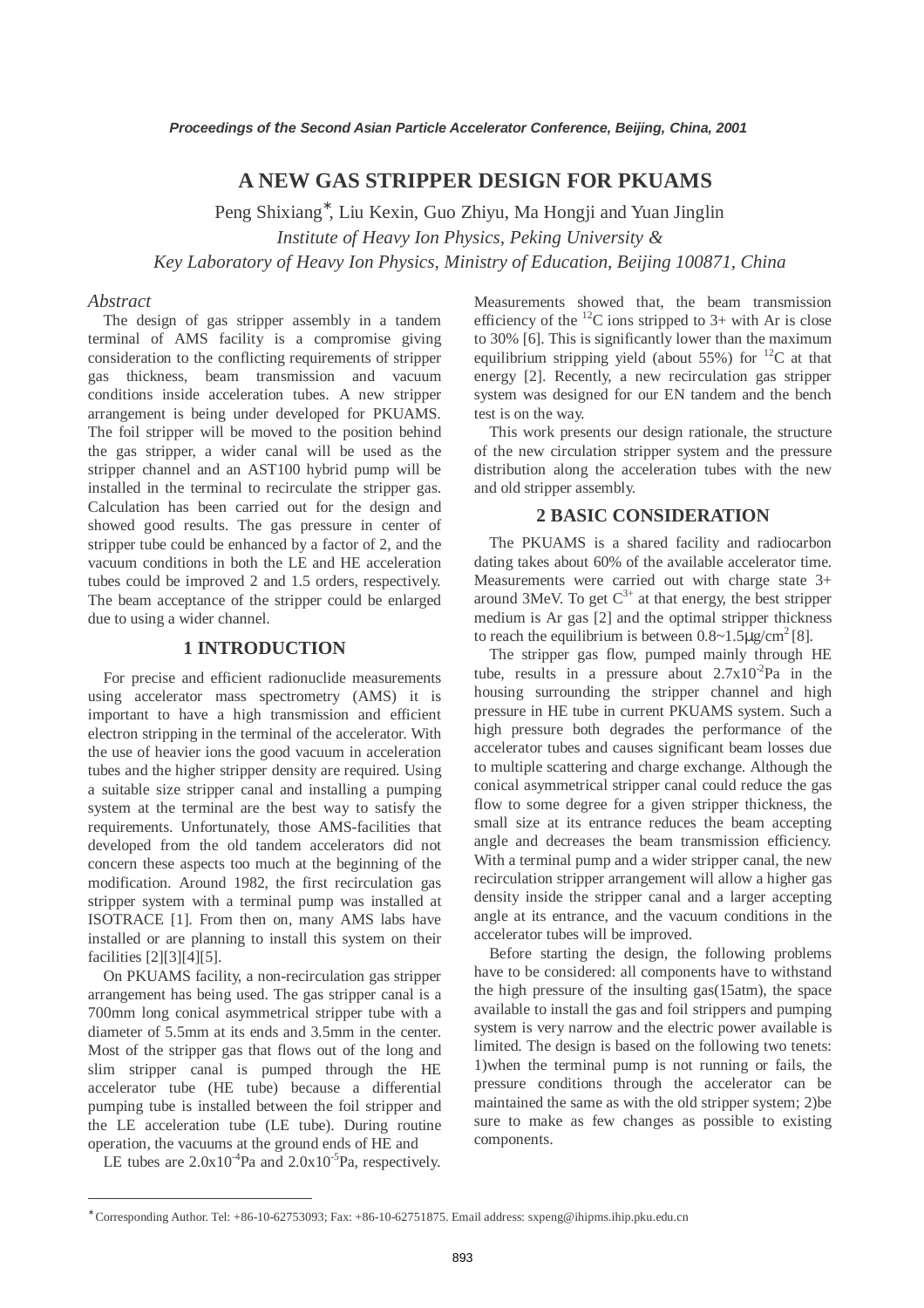# A NEW GAS STRIPPER DESIGN FOR PKUAMS

Peng Shixiang*, Liu Kexin, Guo Zhiyu, Ma Hongji and Yuan Jinglin

*Institute of Heavy Ion Physics, Peking University &*
*Key Laboratory of Heavy Ion Physics, Ministry of Education, Beijing 100871, China*

## *Abstract*

The design of gas stripper assembly in a tandem terminal of AMS facility is a compromise giving consideration to the conflicting requirements of stripper gas thickness, beam transmission and vacuum conditions inside acceleration tubes. A new stripper arrangement is being under developed for PKUAMS. The foil stripper will be moved to the position behind the gas stripper, a wider canal will be used as the stripper channel and an AST100 hybrid pump will be installed in the terminal to recirculate the stripper gas. Calculation has been carried out for the design and showed good results. The gas pressure in center of stripper tube could be enhanced by a factor of 2, and the vacuum conditions in both the LE and HE acceleration tubes could be improved 2 and 1.5 orders, respectively. The beam acceptance of the stripper could be enlarged due to using a wider channel.

## 1 INTRODUCTION

For precise and efficient radionuclide measurements using accelerator mass spectrometry (AMS) it is important to have a high transmission and efficient electron stripping in the terminal of the accelerator. With the use of heavier ions the good vacuum in acceleration tubes and the higher stripper density are required. Using a suitable size stripper canal and installing a pumping system at the terminal are the best way to satisfy the requirements. Unfortunately, those AMS-facilities that developed from the old tandem accelerators did not concern these aspects too much at the beginning of the modification. Around 1982, the first recirculation gas stripper system with a terminal pump was installed at ISOTRACE [1]. From then on, many AMS labs have installed or are planning to install this system on their facilities [2][3][4][5].

On PKUAMS facility, a non-recirculation gas stripper arrangement has being used. The gas stripper canal is a 700mm long conical asymmetrical stripper tube with a diameter of 5.5mm at its ends and 3.5mm in the center. Most of the stripper gas that flows out of the long and slim stripper canal is pumped through the HE accelerator tube (HE tube) because a differential pumping tube is installed between the foil stripper and the LE acceleration tube (LE tube). During routine operation, the vacuums at the ground ends of HE and LE tubes are $2.0\text{x}10^{-4}$Pa and $2.0\text{x}10^{-5}$Pa, respectively. Measurements showed that, the beam transmission efficiency of the $^{12}$C ions stripped to 3+ with Ar is close to 30% [6]. This is significantly lower than the maximum equilibrium stripping yield (about 55%) for $^{12}$C at that energy [2]. Recently, a new recirculation gas stripper system was designed for our EN tandem and the bench test is on the way.

This work presents our design rationale, the structure of the new circulation stripper system and the pressure distribution along the acceleration tubes with the new and old stripper assembly.

## 2 BASIC CONSIDERATION

The PKUAMS is a shared facility and radiocarbon dating takes about 60% of the available accelerator time. Measurements were carried out with charge state 3+ around 3MeV. To get $C^{3+}$ at that energy, the best stripper medium is Ar gas [2] and the optimal stripper thickness to reach the equilibrium is between $0.8\sim1.5\mu\text{g/cm}^2$ [8].

The stripper gas flow, pumped mainly through HE tube, results in a pressure about $2.7\text{x}10^{-2}$Pa in the housing surrounding the stripper channel and high pressure in HE tube in current PKUAMS system. Such a high pressure both degrades the performance of the accelerator tubes and causes significant beam losses due to multiple scattering and charge exchange. Although the conical asymmetrical stripper canal could reduce the gas flow to some degree for a given stripper thickness, the small size at its entrance reduces the beam accepting angle and decreases the beam transmission efficiency. With a terminal pump and a wider stripper canal, the new recirculation stripper arrangement will allow a higher gas density inside the stripper canal and a larger accepting angle at its entrance, and the vacuum conditions in the accelerator tubes will be improved.

Before starting the design, the following problems have to be considered: all components have to withstand the high pressure of the insulting gas(15atm), the space available to install the gas and foil strippers and pumping system is very narrow and the electric power available is limited. The design is based on the following two tenets: 1)when the terminal pump is not running or fails, the pressure conditions through the accelerator can be maintained the same as with the old stripper system; 2)be sure to make as few changes as possible to existing components.

*Corresponding Author. Tel: +86-10-62753093; Fax: +86-10-62751875. Email address: sxpeng@ihipms.ihip.pku.edu.cn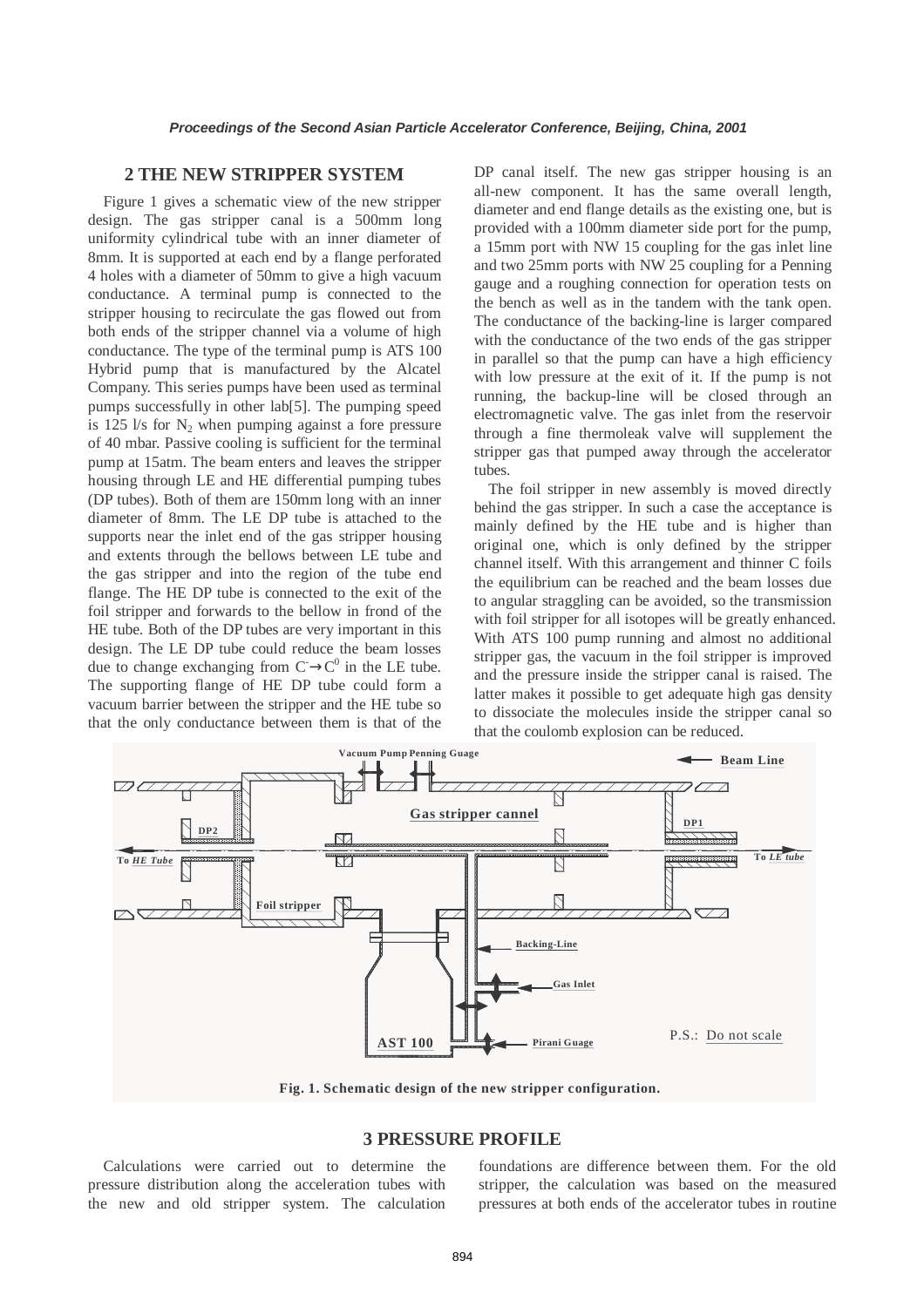## 2 THE NEW STRIPPER SYSTEM

Figure 1 gives a schematic view of the new stripper design. The gas stripper canal is a 500mm long uniformity cylindrical tube with an inner diameter of 8mm. It is supported at each end by a flange perforated 4 holes with a diameter of 50mm to give a high vacuum conductance. A terminal pump is connected to the stripper housing to recirculate the gas flowed out from both ends of the stripper channel via a volume of high conductance. The type of the terminal pump is ATS 100 Hybrid pump that is manufactured by the Alcatel Company. This series pumps have been used as terminal pumps successfully in other lab[5]. The pumping speed is 125 l/s for $N_2$ when pumping against a fore pressure of 40 mbar. Passive cooling is sufficient for the terminal pump at 15atm. The beam enters and leaves the stripper housing through LE and HE differential pumping tubes (DP tubes). Both of them are 150mm long with an inner diameter of 8mm. The LE DP tube is attached to the supports near the inlet end of the gas stripper housing and extents through the bellows between LE tube and the gas stripper and into the region of the tube end flange. The HE DP tube is connected to the exit of the foil stripper and forwards to the bellow in frond of the HE tube. Both of the DP tubes are very important in this design. The LE DP tube could reduce the beam losses due to change exchanging from $C^- \rightarrow C^0$ in the LE tube. The supporting flange of HE DP tube could form a vacuum barrier between the stripper and the HE tube so that the only conductance between them is that of the DP canal itself. The new gas stripper housing is an all-new component. It has the same overall length, diameter and end flange details as the existing one, but is provided with a 100mm diameter side port for the pump, a 15mm port with NW 15 coupling for the gas inlet line and two 25mm ports with NW 25 coupling for a Penning gauge and a roughing connection for operation tests on the bench as well as in the tandem with the tank open. The conductance of the backing-line is larger compared with the conductance of the two ends of the gas stripper in parallel so that the pump can have a high efficiency with low pressure at the exit of it. If the pump is not running, the backup-line will be closed through an electromagnetic valve. The gas inlet from the reservoir through a fine thermoleak valve will supplement the stripper gas that pumped away through the accelerator tubes.

The foil stripper in new assembly is moved directly behind the gas stripper. In such a case the acceptance is mainly defined by the HE tube and is higher than original one, which is only defined by the stripper channel itself. With this arrangement and thinner C foils the equilibrium can be reached and the beam losses due to angular straggling can be avoided, so the transmission with foil stripper for all isotopes will be greatly enhanced. With ATS 100 pump running and almost no additional stripper gas, the vacuum in the foil stripper is improved and the pressure inside the stripper canal is raised. The latter makes it possible to get adequate high gas density to dissociate the molecules inside the stripper canal so that the coulomb explosion can be reduced.

Fig. 1. Schematic design of the new stripper configuration.

## 3 PRESSURE PROFILE

Calculations were carried out to determine the pressure distribution along the acceleration tubes with the new and old stripper system. The calculation foundations are difference between them. For the old stripper, the calculation was based on the measured pressures at both ends of the accelerator tubes in routine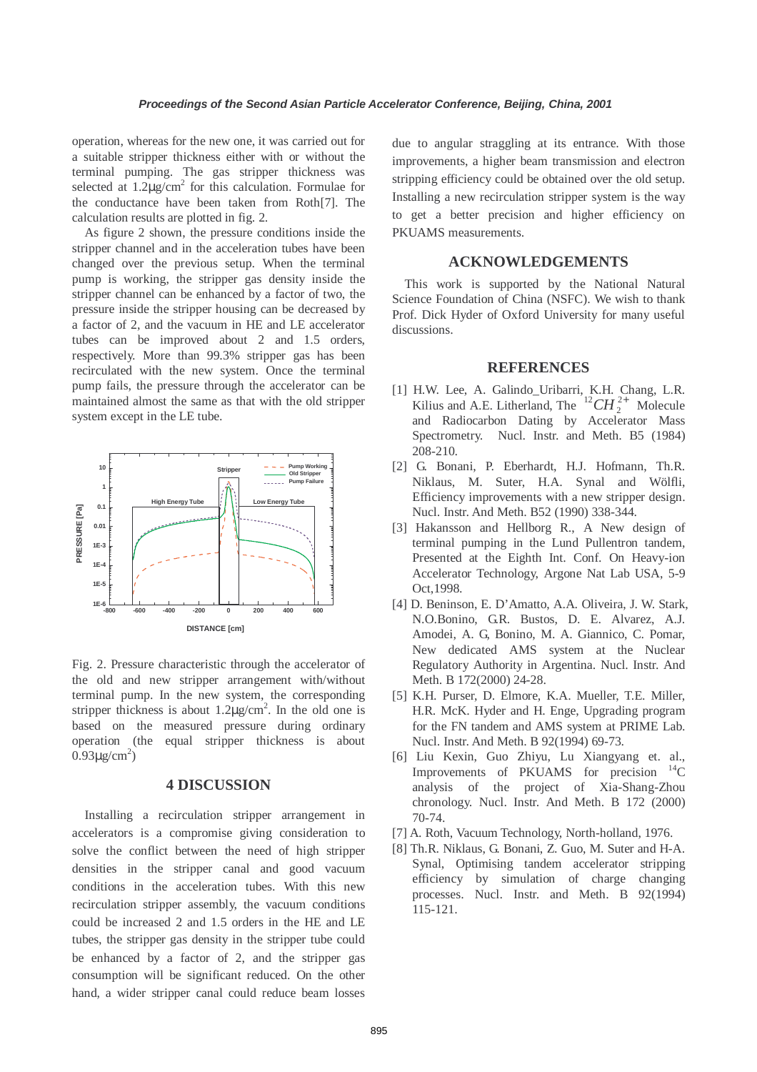operation, whereas for the new one, it was carried out for a suitable stripper thickness either with or without the terminal pumping. The gas stripper thickness was selected at 1.2μg/cm$^2$ for this calculation. Formulae for the conductance have been taken from Roth[7]. The calculation results are plotted in fig. 2.

As figure 2 shown, the pressure conditions inside the stripper channel and in the acceleration tubes have been changed over the previous setup. When the terminal pump is working, the stripper gas density inside the stripper channel can be enhanced by a factor of two, the pressure inside the stripper housing can be decreased by a factor of 2, and the vacuum in HE and LE accelerator tubes can be improved about 2 and 1.5 orders, respectively. More than 99.3% stripper gas has been recirculated with the new system. Once the terminal pump fails, the pressure through the accelerator can be maintained almost the same as that with the old stripper system except in the LE tube.

PRESSURE [Pa]
10
1
0.1
0.01
1E-3
1E-4
1E-5
1E-6
-800 -600 -400 -200 0 200 400 600
DISTANCE [cm]
Stripper
High Energy Tube
Low Energy Tube
Pump Working
Old Stripper
Pump Failure

Fig. 2. Pressure characteristic through the accelerator of the old and new stripper arrangement with/without terminal pump. In the new system, the corresponding stripper thickness is about 1.2μg/cm$^2$. In the old one is based on the measured pressure during ordinary operation (the equal stripper thickness is about 0.93μg/cm$^2$)

## 4 DISCUSSION

Installing a recirculation stripper arrangement in accelerators is a compromise giving consideration to solve the conflict between the need of high stripper densities in the stripper canal and good vacuum conditions in the acceleration tubes. With this new recirculation stripper assembly, the vacuum conditions could be increased 2 and 1.5 orders in the HE and LE tubes, the stripper gas density in the stripper tube could be enhanced by a factor of 2, and the stripper gas consumption will be significant reduced. On the other hand, a wider stripper canal could reduce beam losses due to angular straggling at its entrance. With those improvements, a higher beam transmission and electron stripping efficiency could be obtained over the old setup. Installing a new recirculation stripper system is the way to get a better precision and higher efficiency on PKUAMS measurements.

## ACKNOWLEDGEMENTS

This work is supported by the National Natural Science Foundation of China (NSFC). We wish to thank Prof. Dick Hyder of Oxford University for many useful discussions.

## REFERENCES

[1] H.W. Lee, A. Galindo_Uribarri, K.H. Chang, L.R. Kilius and A.E. Litherland, The $^{12}CH_2^{2+}$ Molecule and Radiocarbon Dating by Accelerator Mass Spectrometry. Nucl. Instr. and Meth. B5 (1984) 208-210.

[2] G. Bonani, P. Eberhardt, H.J. Hofmann, Th.R. Niklaus, M. Suter, H.A. Synal and Wölfli, Efficiency improvements with a new stripper design. Nucl. Instr. And Meth. B52 (1990) 338-344.

[3] Hakansson and Hellborg R., A New design of terminal pumping in the Lund Pullentron tandem, Presented at the Eighth Int. Conf. On Heavy-ion Accelerator Technology, Argone Nat Lab USA, 5-9 Oct,1998.

[4] D. Beninson, E. D'Amatto, A.A. Oliveira, J. W. Stark, N.O.Bonino, G.R. Bustos, D. E. Alvarez, A.J. Amodei, A. G, Bonino, M. A. Giannico, C. Pomar, New dedicated AMS system at the Nuclear Regulatory Authority in Argentina. Nucl. Instr. And Meth. B 172(2000) 24-28.

[5] K.H. Purser, D. Elmore, K.A. Mueller, T.E. Miller, H.R. McK. Hyder and H. Enge, Upgrading program for the FN tandem and AMS system at PRIME Lab. Nucl. Instr. And Meth. B 92(1994) 69-73.

[6] Liu Kexin, Guo Zhiyu, Lu Xiangyang et. al., Improvements of PKUAMS for precision $^{14}C$ analysis of the project of Xia-Shang-Zhou chronology. Nucl. Instr. And Meth. B 172 (2000) 70-74.

[7] A. Roth, Vacuum Technology, North-holland, 1976.

[8] Th.R. Niklaus, G. Bonani, Z. Guo, M. Suter and H-A. Synal, Optimising tandem accelerator stripping efficiency by simulation of charge changing processes. Nucl. Instr. and Meth. B 92(1994) 115-121.